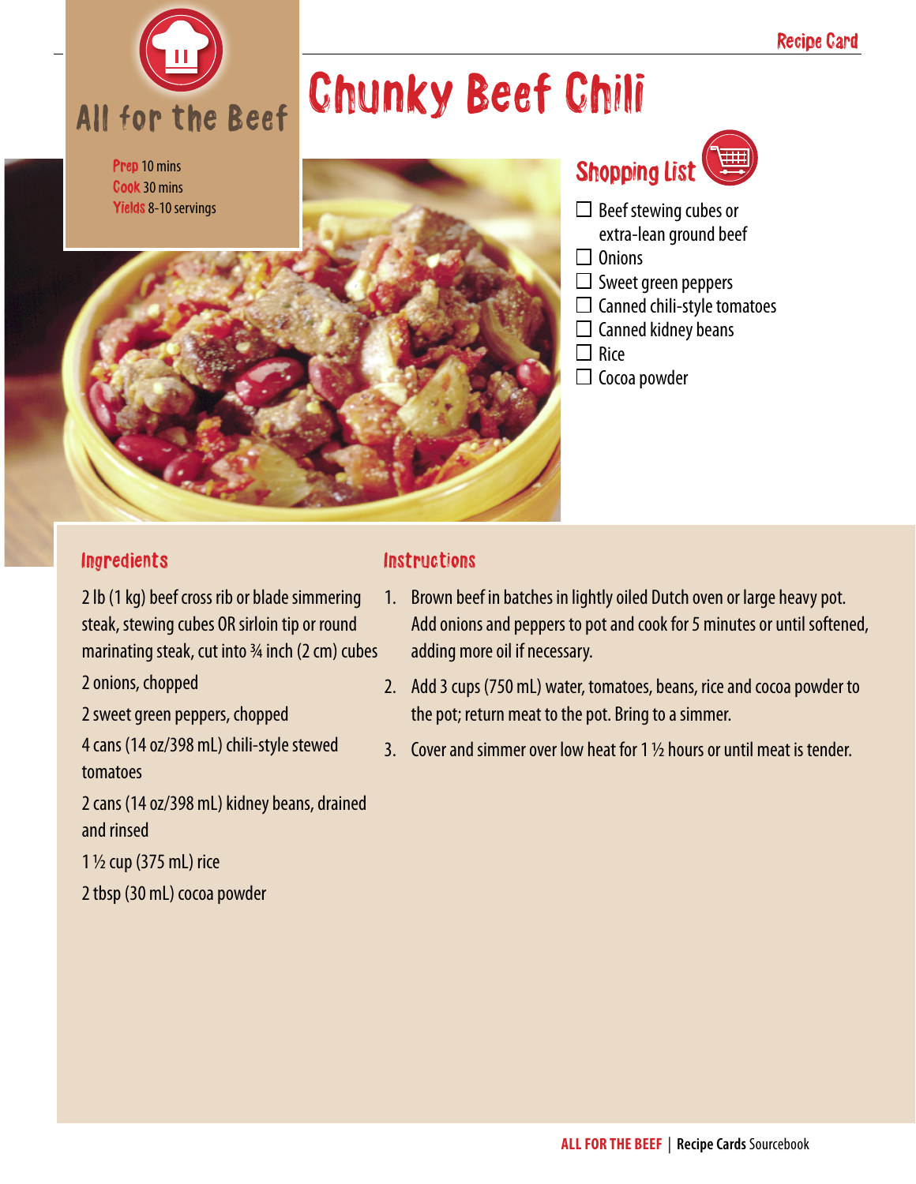All for the Beef

# Chunky Beef Chili

**Prep** 10 mins
**Cook** 30 mins
**Yields** 8-10 servings

## Shopping List

- ☐ Beef stewing cubes or extra-lean ground beef
- ☐ Onions
- ☐ Sweet green peppers
- ☐ Canned chili-style tomatoes
- ☐ Canned kidney beans
- ☐ Rice
- ☐ Cocoa powder

## Ingredients

2 lb (1 kg) beef cross rib or blade simmering steak, stewing cubes OR sirloin tip or round marinating steak, cut into ¾ inch (2 cm) cubes

2 onions, chopped

2 sweet green peppers, chopped

4 cans (14 oz/398 mL) chili-style stewed tomatoes

2 cans (14 oz/398 mL) kidney beans, drained and rinsed

1 ½ cup (375 mL) rice

2 tbsp (30 mL) cocoa powder

## Instructions

1. Brown beef in batches in lightly oiled Dutch oven or large heavy pot. Add onions and peppers to pot and cook for 5 minutes or until softened, adding more oil if necessary.
2. Add 3 cups (750 mL) water, tomatoes, beans, rice and cocoa powder to the pot; return meat to the pot. Bring to a simmer.
3. Cover and simmer over low heat for 1 ½ hours or until meat is tender.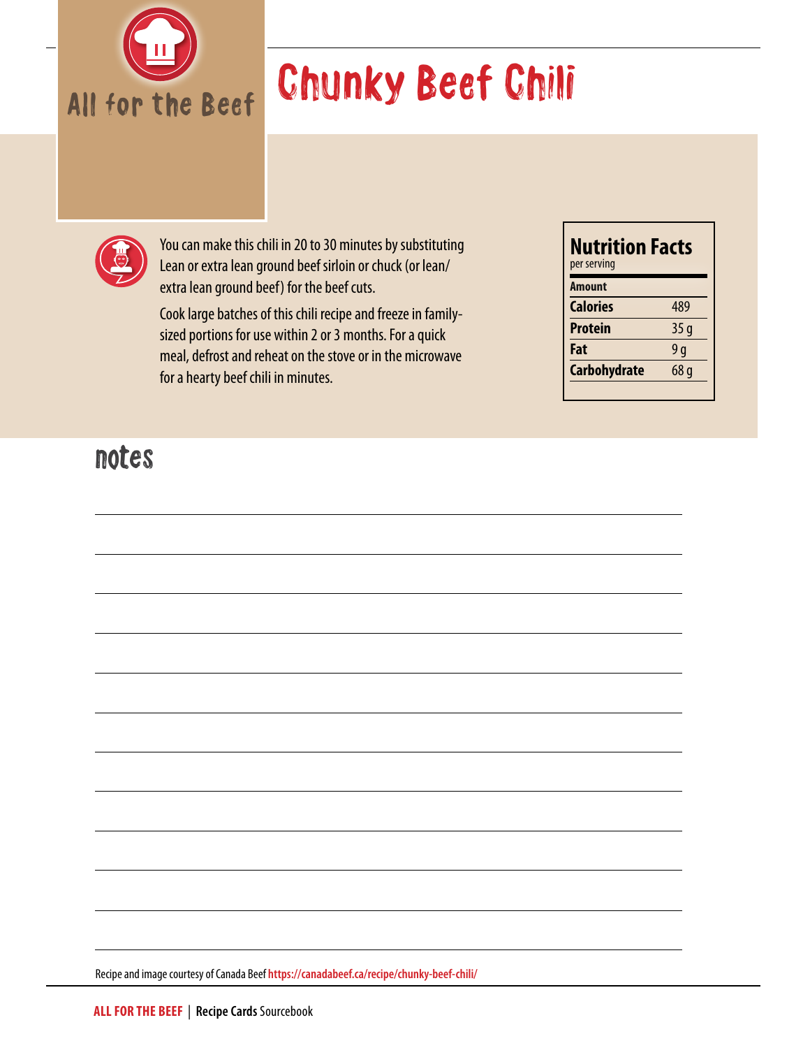All for the Beef

# Chunky Beef Chili

You can make this chili in 20 to 30 minutes by substituting Lean or extra lean ground beef sirloin or chuck (or lean/extra lean ground beef) for the beef cuts.

Cook large batches of this chili recipe and freeze in family-sized portions for use within 2 or 3 months. For a quick meal, defrost and reheat on the stove or in the microwave for a hearty beef chili in minutes.

**Nutrition Facts**
per serving

| Amount | |
|---|---|
| **Calories** | 489 |
| **Protein** | 35 g |
| **Fat** | 9 g |
| **Carbohydrate** | 68 g |

## notes

Recipe and image courtesy of Canada Beef https://canadabeef.ca/recipe/chunky-beef-chili/